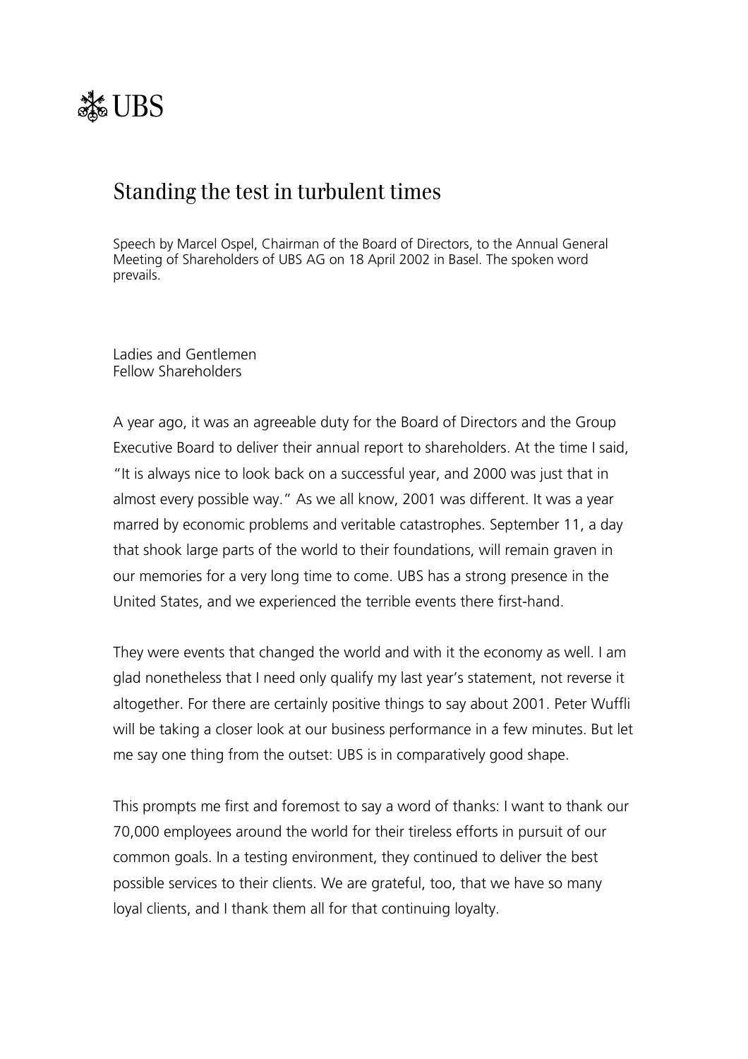UBS

# Standing the test in turbulent times

Speech by Marcel Ospel, Chairman of the Board of Directors, to the Annual General Meeting of Shareholders of UBS AG on 18 April 2002 in Basel. The spoken word prevails.

Ladies and Gentlemen
Fellow Shareholders

A year ago, it was an agreeable duty for the Board of Directors and the Group Executive Board to deliver their annual report to shareholders. At the time I said, "It is always nice to look back on a successful year, and 2000 was just that in almost every possible way." As we all know, 2001 was different. It was a year marred by economic problems and veritable catastrophes. September 11, a day that shook large parts of the world to their foundations, will remain graven in our memories for a very long time to come. UBS has a strong presence in the United States, and we experienced the terrible events there first-hand.

They were events that changed the world and with it the economy as well. I am glad nonetheless that I need only qualify my last year's statement, not reverse it altogether. For there are certainly positive things to say about 2001. Peter Wuffli will be taking a closer look at our business performance in a few minutes. But let me say one thing from the outset: UBS is in comparatively good shape.

This prompts me first and foremost to say a word of thanks: I want to thank our 70,000 employees around the world for their tireless efforts in pursuit of our common goals. In a testing environment, they continued to deliver the best possible services to their clients. We are grateful, too, that we have so many loyal clients, and I thank them all for that continuing loyalty.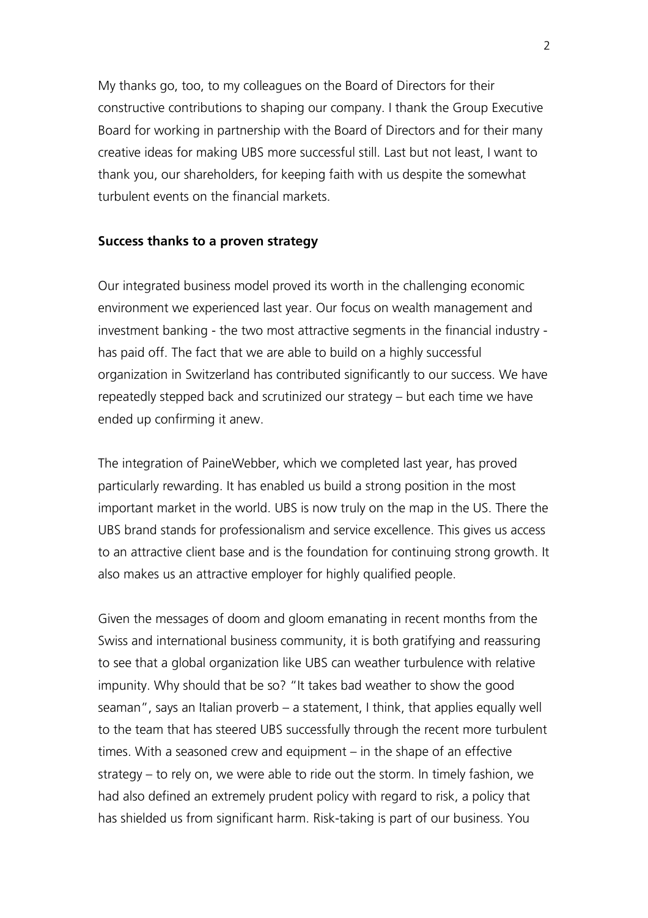My thanks go, too, to my colleagues on the Board of Directors for their constructive contributions to shaping our company. I thank the Group Executive Board for working in partnership with the Board of Directors and for their many creative ideas for making UBS more successful still. Last but not least, I want to thank you, our shareholders, for keeping faith with us despite the somewhat turbulent events on the financial markets.

**Success thanks to a proven strategy**

Our integrated business model proved its worth in the challenging economic environment we experienced last year. Our focus on wealth management and investment banking - the two most attractive segments in the financial industry - has paid off. The fact that we are able to build on a highly successful organization in Switzerland has contributed significantly to our success. We have repeatedly stepped back and scrutinized our strategy – but each time we have ended up confirming it anew.

The integration of PaineWebber, which we completed last year, has proved particularly rewarding. It has enabled us build a strong position in the most important market in the world. UBS is now truly on the map in the US. There the UBS brand stands for professionalism and service excellence. This gives us access to an attractive client base and is the foundation for continuing strong growth. It also makes us an attractive employer for highly qualified people.

Given the messages of doom and gloom emanating in recent months from the Swiss and international business community, it is both gratifying and reassuring to see that a global organization like UBS can weather turbulence with relative impunity. Why should that be so? "It takes bad weather to show the good seaman", says an Italian proverb – a statement, I think, that applies equally well to the team that has steered UBS successfully through the recent more turbulent times. With a seasoned crew and equipment – in the shape of an effective strategy – to rely on, we were able to ride out the storm. In timely fashion, we had also defined an extremely prudent policy with regard to risk, a policy that has shielded us from significant harm. Risk-taking is part of our business. You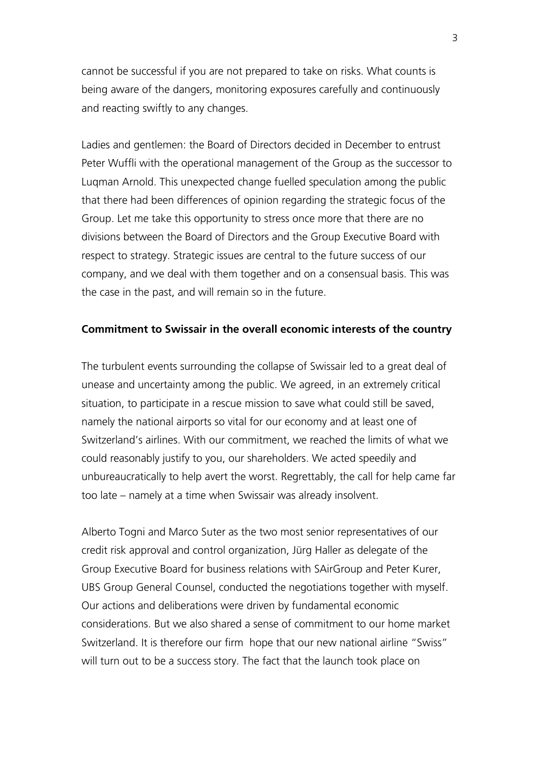cannot be successful if you are not prepared to take on risks. What counts is being aware of the dangers, monitoring exposures carefully and continuously and reacting swiftly to any changes.

Ladies and gentlemen: the Board of Directors decided in December to entrust Peter Wuffli with the operational management of the Group as the successor to Luqman Arnold. This unexpected change fuelled speculation among the public that there had been differences of opinion regarding the strategic focus of the Group. Let me take this opportunity to stress once more that there are no divisions between the Board of Directors and the Group Executive Board with respect to strategy. Strategic issues are central to the future success of our company, and we deal with them together and on a consensual basis. This was the case in the past, and will remain so in the future.

**Commitment to Swissair in the overall economic interests of the country**

The turbulent events surrounding the collapse of Swissair led to a great deal of unease and uncertainty among the public. We agreed, in an extremely critical situation, to participate in a rescue mission to save what could still be saved, namely the national airports so vital for our economy and at least one of Switzerland's airlines. With our commitment, we reached the limits of what we could reasonably justify to you, our shareholders. We acted speedily and unbureaucratically to help avert the worst. Regrettably, the call for help came far too late – namely at a time when Swissair was already insolvent.

Alberto Togni and Marco Suter as the two most senior representatives of our credit risk approval and control organization, Jürg Haller as delegate of the Group Executive Board for business relations with SAirGroup and Peter Kurer, UBS Group General Counsel, conducted the negotiations together with myself. Our actions and deliberations were driven by fundamental economic considerations. But we also shared a sense of commitment to our home market Switzerland. It is therefore our firm hope that our new national airline "Swiss" will turn out to be a success story. The fact that the launch took place on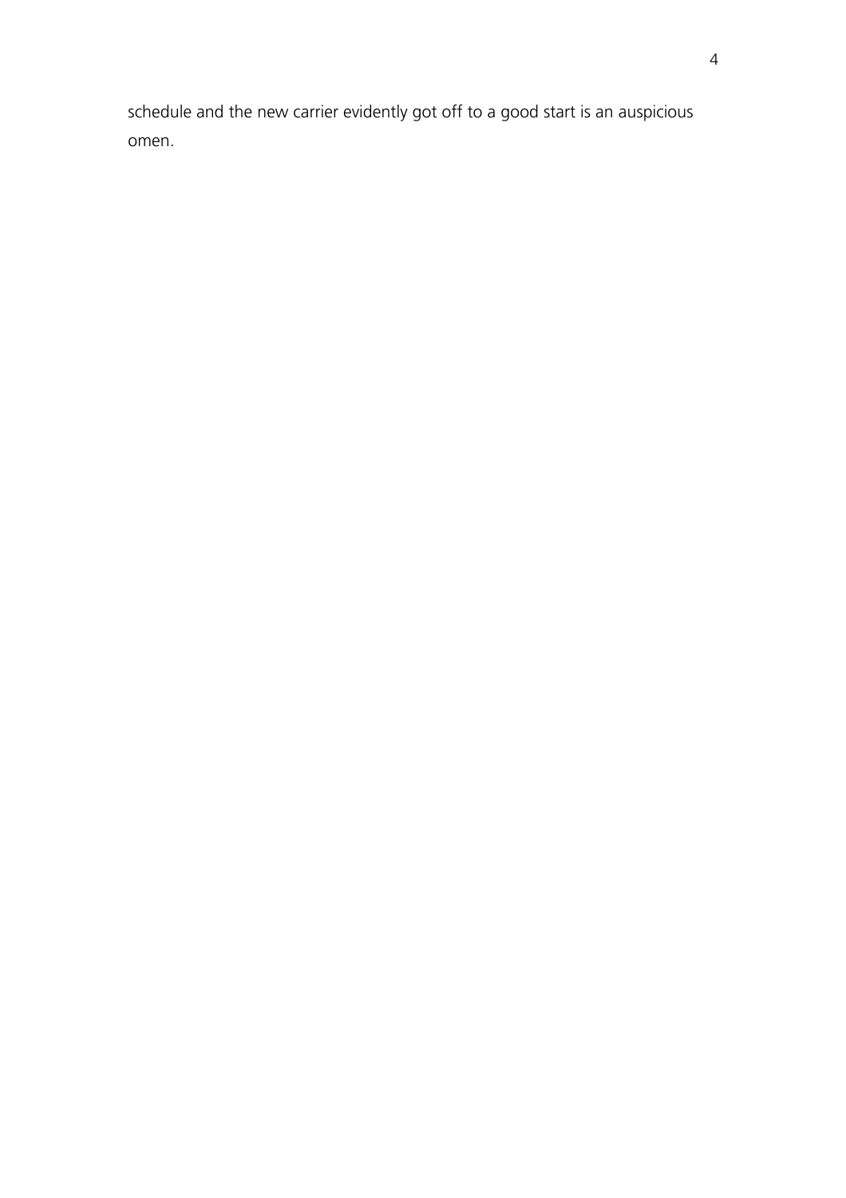schedule and the new carrier evidently got off to a good start is an auspicious omen.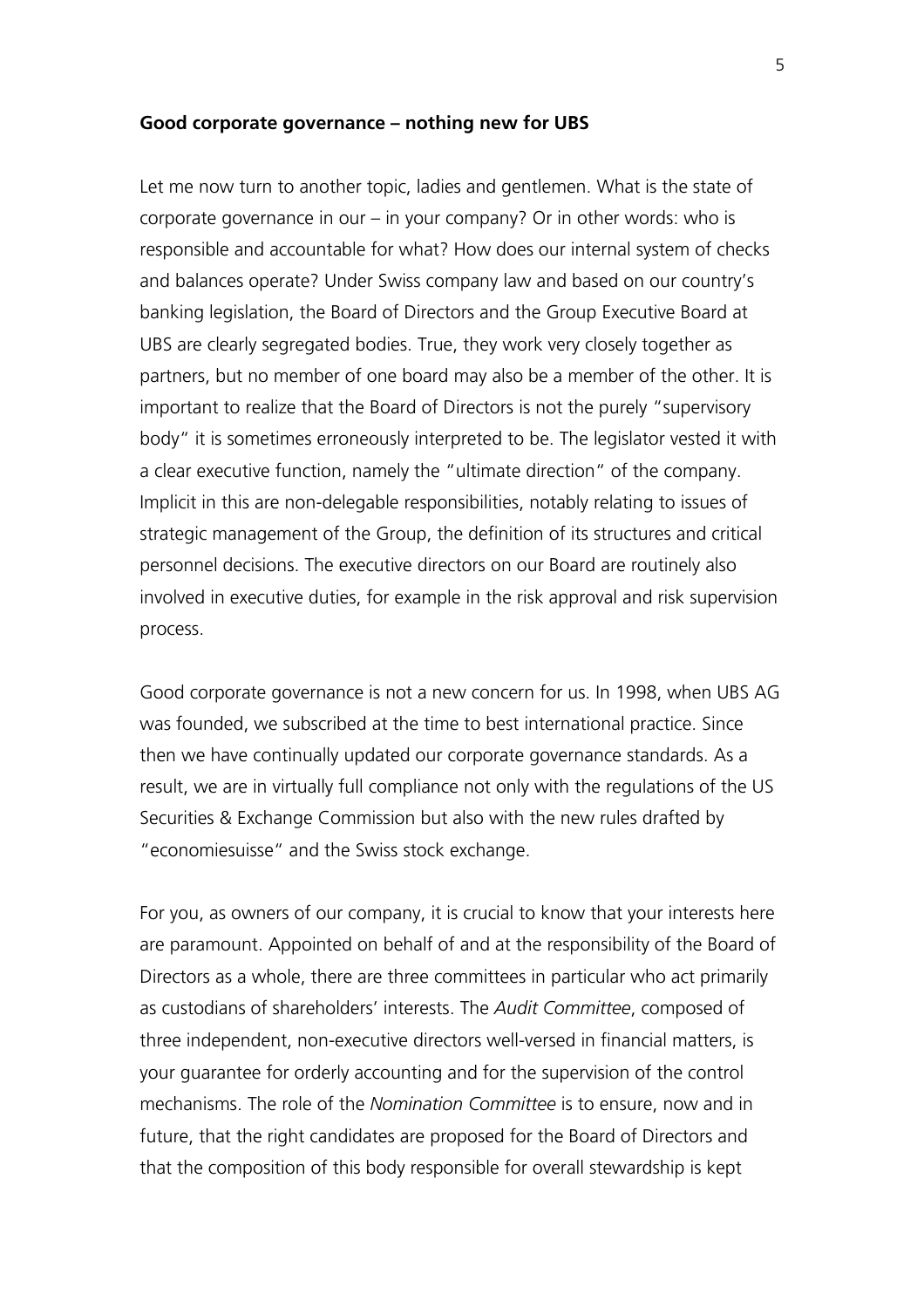**Good corporate governance – nothing new for UBS**

Let me now turn to another topic, ladies and gentlemen. What is the state of corporate governance in our – in your company? Or in other words: who is responsible and accountable for what? How does our internal system of checks and balances operate? Under Swiss company law and based on our country's banking legislation, the Board of Directors and the Group Executive Board at UBS are clearly segregated bodies. True, they work very closely together as partners, but no member of one board may also be a member of the other. It is important to realize that the Board of Directors is not the purely "supervisory body" it is sometimes erroneously interpreted to be. The legislator vested it with a clear executive function, namely the "ultimate direction" of the company. Implicit in this are non-delegable responsibilities, notably relating to issues of strategic management of the Group, the definition of its structures and critical personnel decisions. The executive directors on our Board are routinely also involved in executive duties, for example in the risk approval and risk supervision process.

Good corporate governance is not a new concern for us. In 1998, when UBS AG was founded, we subscribed at the time to best international practice. Since then we have continually updated our corporate governance standards. As a result, we are in virtually full compliance not only with the regulations of the US Securities & Exchange Commission but also with the new rules drafted by "economiesuisse" and the Swiss stock exchange.

For you, as owners of our company, it is crucial to know that your interests here are paramount. Appointed on behalf of and at the responsibility of the Board of Directors as a whole, there are three committees in particular who act primarily as custodians of shareholders' interests. The *Audit Committee*, composed of three independent, non-executive directors well-versed in financial matters, is your guarantee for orderly accounting and for the supervision of the control mechanisms. The role of the *Nomination Committee* is to ensure, now and in future, that the right candidates are proposed for the Board of Directors and that the composition of this body responsible for overall stewardship is kept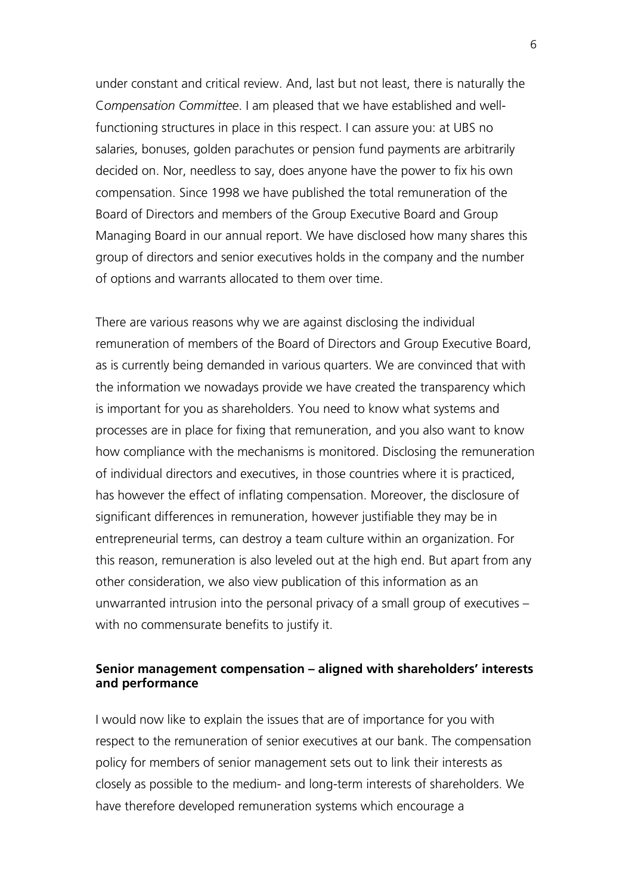under constant and critical review. And, last but not least, there is naturally the *Compensation Committee*. I am pleased that we have established and well-functioning structures in place in this respect. I can assure you: at UBS no salaries, bonuses, golden parachutes or pension fund payments are arbitrarily decided on. Nor, needless to say, does anyone have the power to fix his own compensation. Since 1998 we have published the total remuneration of the Board of Directors and members of the Group Executive Board and Group Managing Board in our annual report. We have disclosed how many shares this group of directors and senior executives holds in the company and the number of options and warrants allocated to them over time.

There are various reasons why we are against disclosing the individual remuneration of members of the Board of Directors and Group Executive Board, as is currently being demanded in various quarters. We are convinced that with the information we nowadays provide we have created the transparency which is important for you as shareholders. You need to know what systems and processes are in place for fixing that remuneration, and you also want to know how compliance with the mechanisms is monitored. Disclosing the remuneration of individual directors and executives, in those countries where it is practiced, has however the effect of inflating compensation. Moreover, the disclosure of significant differences in remuneration, however justifiable they may be in entrepreneurial terms, can destroy a team culture within an organization. For this reason, remuneration is also leveled out at the high end. But apart from any other consideration, we also view publication of this information as an unwarranted intrusion into the personal privacy of a small group of executives – with no commensurate benefits to justify it.

**Senior management compensation – aligned with shareholders' interests and performance**

I would now like to explain the issues that are of importance for you with respect to the remuneration of senior executives at our bank. The compensation policy for members of senior management sets out to link their interests as closely as possible to the medium- and long-term interests of shareholders. We have therefore developed remuneration systems which encourage a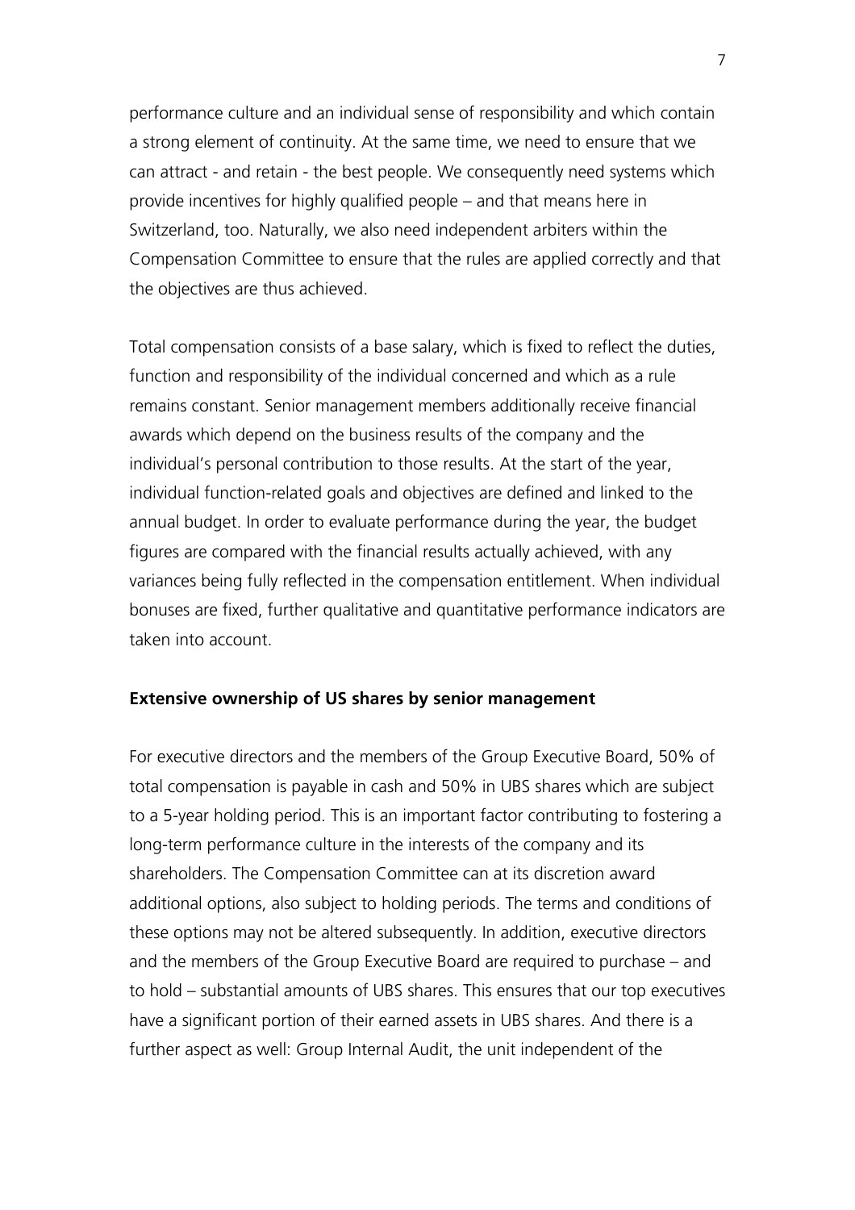performance culture and an individual sense of responsibility and which contain a strong element of continuity. At the same time, we need to ensure that we can attract - and retain - the best people. We consequently need systems which provide incentives for highly qualified people – and that means here in Switzerland, too. Naturally, we also need independent arbiters within the Compensation Committee to ensure that the rules are applied correctly and that the objectives are thus achieved.

Total compensation consists of a base salary, which is fixed to reflect the duties, function and responsibility of the individual concerned and which as a rule remains constant. Senior management members additionally receive financial awards which depend on the business results of the company and the individual's personal contribution to those results. At the start of the year, individual function-related goals and objectives are defined and linked to the annual budget. In order to evaluate performance during the year, the budget figures are compared with the financial results actually achieved, with any variances being fully reflected in the compensation entitlement. When individual bonuses are fixed, further qualitative and quantitative performance indicators are taken into account.

**Extensive ownership of US shares by senior management**

For executive directors and the members of the Group Executive Board, 50% of total compensation is payable in cash and 50% in UBS shares which are subject to a 5-year holding period. This is an important factor contributing to fostering a long-term performance culture in the interests of the company and its shareholders. The Compensation Committee can at its discretion award additional options, also subject to holding periods. The terms and conditions of these options may not be altered subsequently. In addition, executive directors and the members of the Group Executive Board are required to purchase – and to hold – substantial amounts of UBS shares. This ensures that our top executives have a significant portion of their earned assets in UBS shares. And there is a further aspect as well: Group Internal Audit, the unit independent of the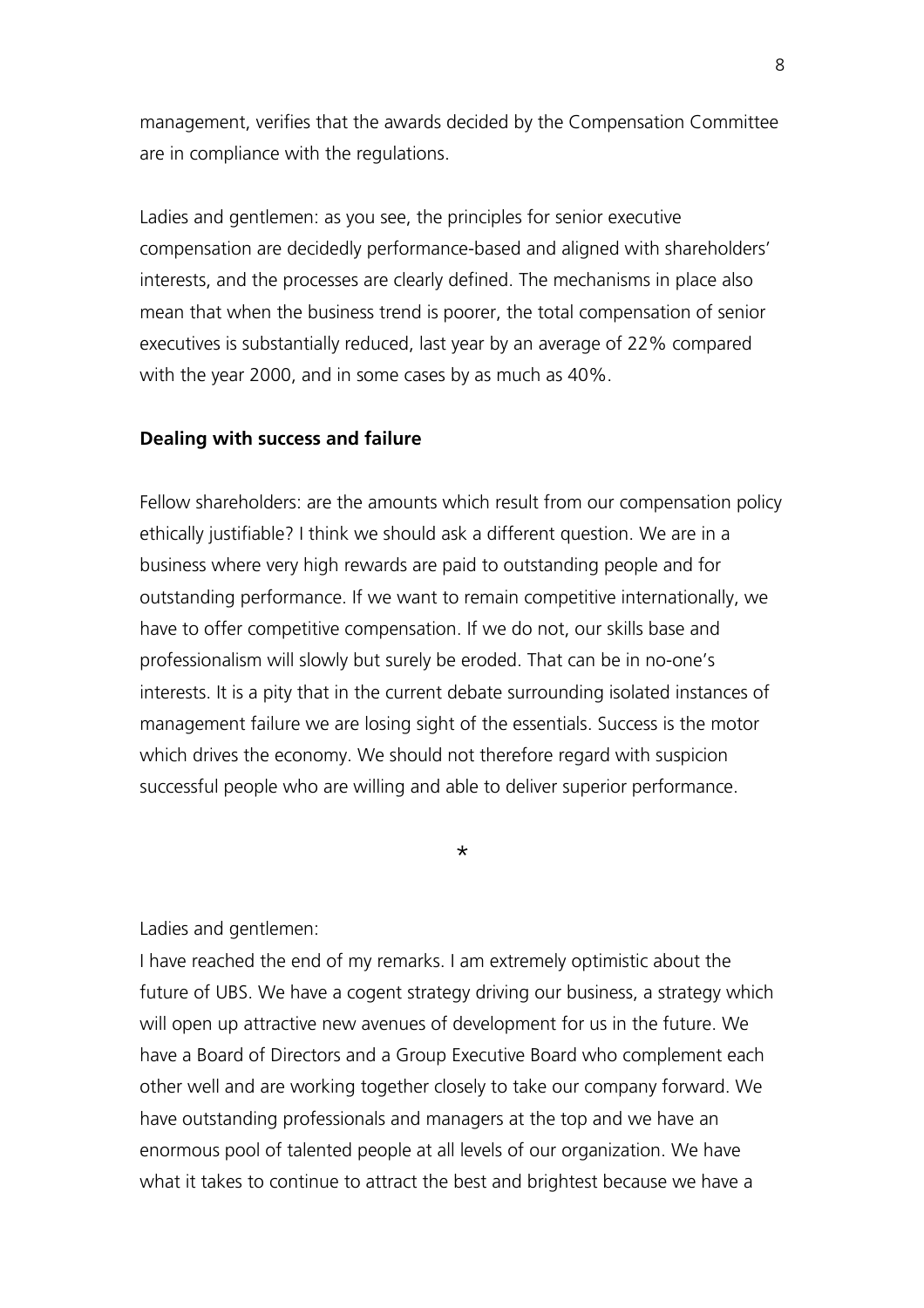management, verifies that the awards decided by the Compensation Committee are in compliance with the regulations.

Ladies and gentlemen: as you see, the principles for senior executive compensation are decidedly performance-based and aligned with shareholders' interests, and the processes are clearly defined. The mechanisms in place also mean that when the business trend is poorer, the total compensation of senior executives is substantially reduced, last year by an average of 22% compared with the year 2000, and in some cases by as much as 40%.

**Dealing with success and failure**

Fellow shareholders: are the amounts which result from our compensation policy ethically justifiable? I think we should ask a different question. We are in a business where very high rewards are paid to outstanding people and for outstanding performance. If we want to remain competitive internationally, we have to offer competitive compensation. If we do not, our skills base and professionalism will slowly but surely be eroded. That can be in no-one's interests. It is a pity that in the current debate surrounding isolated instances of management failure we are losing sight of the essentials. Success is the motor which drives the economy. We should not therefore regard with suspicion successful people who are willing and able to deliver superior performance.

*

Ladies and gentlemen:
I have reached the end of my remarks. I am extremely optimistic about the future of UBS. We have a cogent strategy driving our business, a strategy which will open up attractive new avenues of development for us in the future. We have a Board of Directors and a Group Executive Board who complement each other well and are working together closely to take our company forward. We have outstanding professionals and managers at the top and we have an enormous pool of talented people at all levels of our organization. We have what it takes to continue to attract the best and brightest because we have a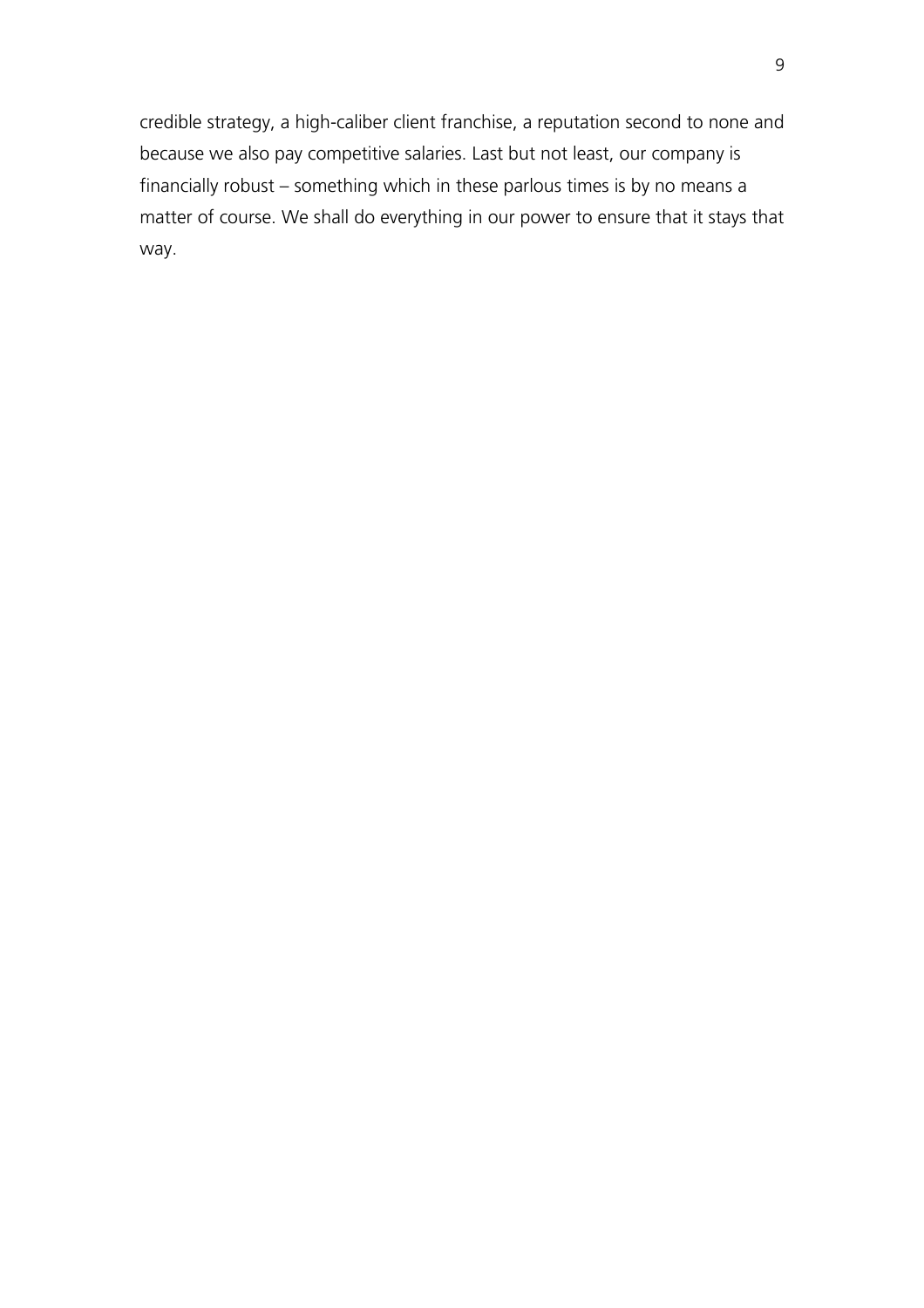credible strategy, a high-caliber client franchise, a reputation second to none and because we also pay competitive salaries. Last but not least, our company is financially robust – something which in these parlous times is by no means a matter of course. We shall do everything in our power to ensure that it stays that way.